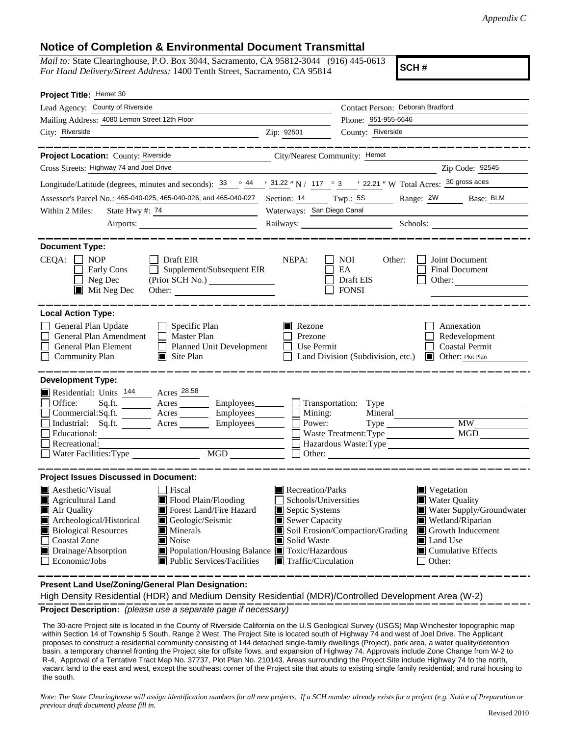*Appendix C*

## Notice of Completion & Environmental Document Transmittal

*Mail to:* State Clearinghouse, P.O. Box 3044, Sacramento, CA 95812-3044 (916) 445-0613
*For Hand Delivery/Street Address:* 1400 Tenth Street, Sacramento, CA 95814

**SCH #**

**Project Title:** Hemet 30

Lead Agency: County of Riverside
Contact Person: Deborah Bradford
Mailing Address: 4080 Lemon Street 12th Floor
Phone: 951-955-6646
City: Riverside
Zip: 92501
County: Riverside

**Project Location:** County: Riverside
City/Nearest Community: Hemet
Cross Streets: Highway 74 and Joel Drive
Zip Code: 92545

Longitude/Latitude (degrees, minutes and seconds): 33 ° 44 ′ 31.22 ″ N / 117 ° 3 ′ 22.21 ″ W Total Acres: 30 gross aces

Assessor's Parcel No.: 465-040-025, 465-040-026, and 465-040-027
Section: 14 Twp.: 5S Range: 2W Base: BLM

Within 2 Miles: State Hwy #: 74
Waterways: San Diego Canal
Airports:
Railways:
Schools:

**Document Type:**

CEQA: ☐ NOP ☐ Early Cons ☐ Neg Dec ☒ Mit Neg Dec ☐ Draft EIR ☐ Supplement/Subsequent EIR (Prior SCH No.) Other:

NEPA: ☐ NOI ☐ EA ☐ Draft EIS ☐ FONSI

Other: ☐ Joint Document ☐ Final Document ☐ Other:

**Local Action Type:**

☐ General Plan Update
☐ General Plan Amendment
☐ General Plan Element
☐ Community Plan
☐ Specific Plan
☐ Master Plan
☐ Planned Unit Development
☒ Site Plan
☒ Rezone
☐ Prezone
☐ Use Permit
☐ Land Division (Subdivision, etc.)
☐ Annexation
☐ Redevelopment
☐ Coastal Permit
☒ Other: Plot Plan

**Development Type:**

☒ Residential: Units 144 Acres 28.58
☐ Office: Sq.ft. Acres Employees
☐ Commercial: Sq.ft. Acres Employees
☐ Industrial: Sq.ft. Acres Employees
☐ Educational:
☐ Recreational:
☐ Water Facilities: Type MGD
☐ Transportation: Type
☐ Mining: Mineral
☐ Power: Type MW
☐ Waste Treatment: Type MGD
☐ Hazardous Waste: Type
☐ Other:

**Project Issues Discussed in Document:**

☒ Aesthetic/Visual
☒ Agricultural Land
☒ Air Quality
☒ Archeological/Historical
☒ Biological Resources
☐ Coastal Zone
☒ Drainage/Absorption
☐ Economic/Jobs
☐ Fiscal
☒ Flood Plain/Flooding
☒ Forest Land/Fire Hazard
☒ Geologic/Seismic
☒ Minerals
☒ Noise
☒ Population/Housing Balance
☒ Public Services/Facilities
☒ Recreation/Parks
☐ Schools/Universities
☒ Septic Systems
☒ Sewer Capacity
☒ Soil Erosion/Compaction/Grading
☒ Solid Waste
☒ Toxic/Hazardous
☒ Traffic/Circulation
☒ Vegetation
☒ Water Quality
☒ Water Supply/Groundwater
☒ Wetland/Riparian
☒ Growth Inducement
☒ Land Use
☒ Cumulative Effects
☐ Other:

**Present Land Use/Zoning/General Plan Designation:**

High Density Residential (HDR) and Medium Density Residential (MDR)/Controlled Development Area (W-2)

**Project Description:** *(please use a separate page if necessary)*

The 30-acre Project site is located in the County of Riverside California on the U.S Geological Survey (USGS) Map Winchester topographic map within Section 14 of Township 5 South, Range 2 West. The Project Site is located south of Highway 74 and west of Joel Drive. The Applicant proposes to construct a residential community consisting of 144 detached single-family dwellings (Project), park area, a water quality/detention basin, a temporary channel fronting the Project site for offsite flows, and expansion of Highway 74. Approvals include Zone Change from W-2 to R-4, Approval of a Tentative Tract Map No. 37737, Plot Plan No. 210143. Areas surrounding the Project Site include Highway 74 to the north, vacant land to the east and west, except the southeast corner of the Project site that abuts to existing single family residential; and rural housing to the south.

*Note: The State Clearinghouse will assign identification numbers for all new projects. If a SCH number already exists for a project (e.g. Notice of Preparation or previous draft document) please fill in.*

Revised 2010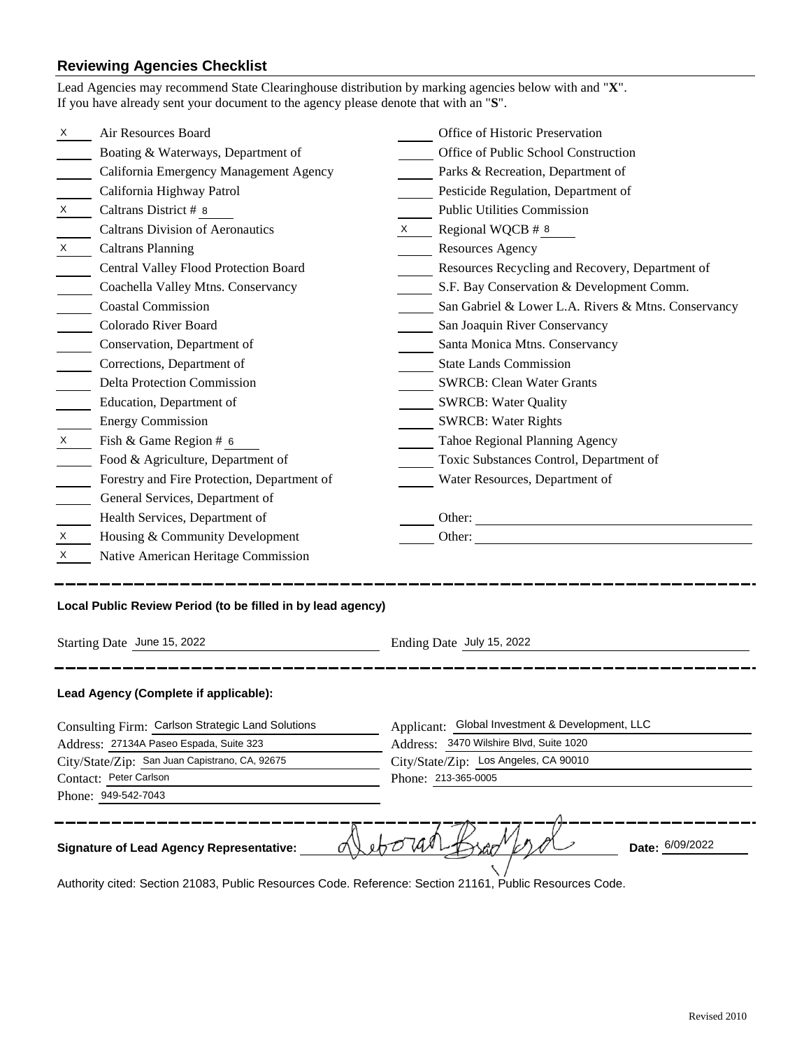## Reviewing Agencies Checklist

Lead Agencies may recommend State Clearinghouse distribution by marking agencies below with and "**X**".
If you have already sent your document to the agency please denote that with an "**S**".

| | | | |
|---|---|---|---|
| X | Air Resources Board | | Office of Historic Preservation |
| | Boating & Waterways, Department of | | Office of Public School Construction |
| | California Emergency Management Agency | | Parks & Recreation, Department of |
| | California Highway Patrol | | Pesticide Regulation, Department of |
| X | Caltrans District # 8 | | Public Utilities Commission |
| | Caltrans Division of Aeronautics | X | Regional WQCB # 8 |
| X | Caltrans Planning | | Resources Agency |
| | Central Valley Flood Protection Board | | Resources Recycling and Recovery, Department of |
| | Coachella Valley Mtns. Conservancy | | S.F. Bay Conservation & Development Comm. |
| | Coastal Commission | | San Gabriel & Lower L.A. Rivers & Mtns. Conservancy |
| | Colorado River Board | | San Joaquin River Conservancy |
| | Conservation, Department of | | Santa Monica Mtns. Conservancy |
| | Corrections, Department of | | State Lands Commission |
| | Delta Protection Commission | | SWRCB: Clean Water Grants |
| | Education, Department of | | SWRCB: Water Quality |
| | Energy Commission | | SWRCB: Water Rights |
| X | Fish & Game Region # 6 | | Tahoe Regional Planning Agency |
| | Food & Agriculture, Department of | | Toxic Substances Control, Department of |
| | Forestry and Fire Protection, Department of | | Water Resources, Department of |
| | General Services, Department of | | |
| | Health Services, Department of | | Other: |
| X | Housing & Community Development | | Other: |
| X | Native American Heritage Commission | | |

---

**Local Public Review Period (to be filled in by lead agency)**

Starting Date June 15, 2022 Ending Date July 15, 2022

---

**Lead Agency (Complete if applicable):**

| | |
|---|---|
| Consulting Firm: Carlson Strategic Land Solutions | Applicant: Global Investment & Development, LLC |
| Address: 27134A Paseo Espada, Suite 323 | Address: 3470 Wilshire Blvd, Suite 1020 |
| City/State/Zip: San Juan Capistrano, CA, 92675 | City/State/Zip: Los Angeles, CA 90010 |
| Contact: Peter Carlson | Phone: 213-365-0005 |
| Phone: 949-542-7043 | |

---

**Signature of Lead Agency Representative:** Deborah Bradford **Date:** 6/09/2022

Authority cited: Section 21083, Public Resources Code. Reference: Section 21161, Public Resources Code.

Revised 2010